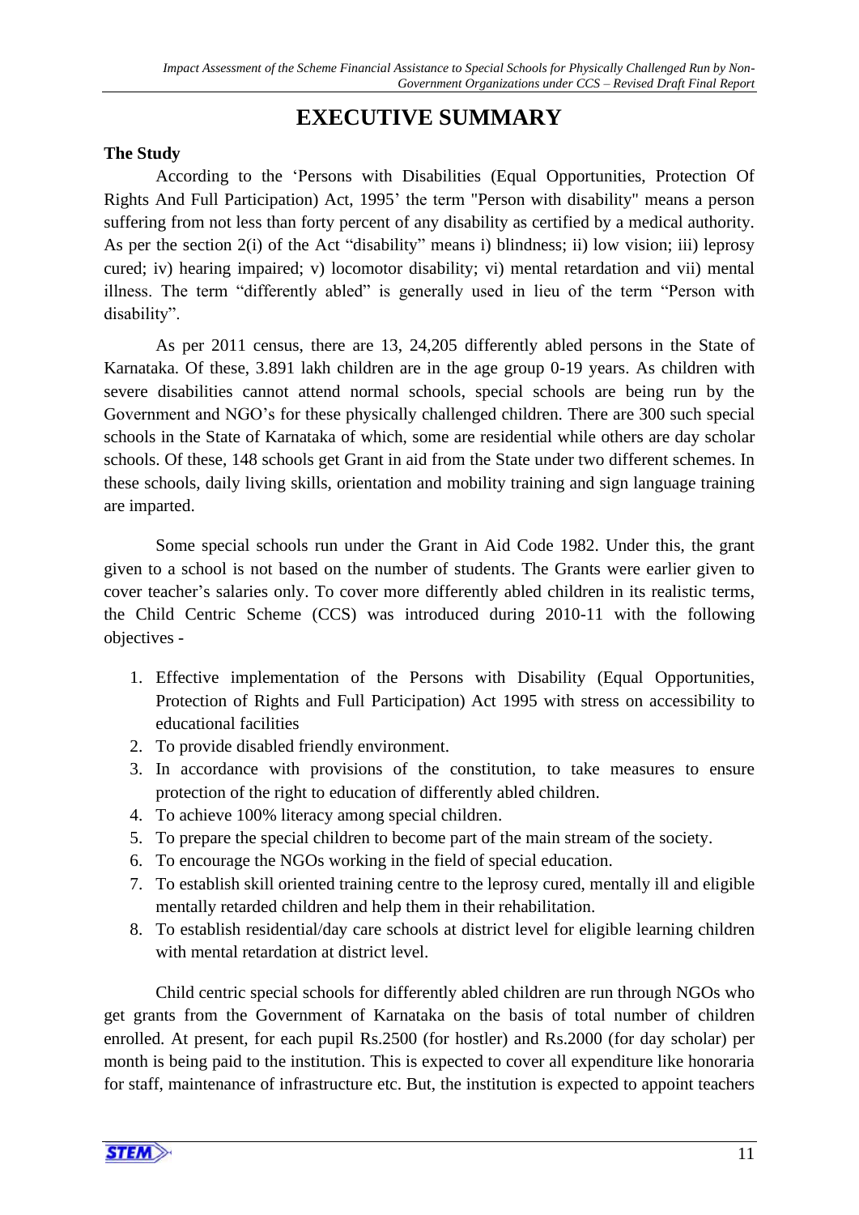# EXECUTIVE SUMMARY

**The Study**

According to the 'Persons with Disabilities (Equal Opportunities, Protection Of Rights And Full Participation) Act, 1995' the term "Person with disability" means a person suffering from not less than forty percent of any disability as certified by a medical authority. As per the section 2(i) of the Act "disability" means i) blindness; ii) low vision; iii) leprosy cured; iv) hearing impaired; v) locomotor disability; vi) mental retardation and vii) mental illness. The term "differently abled" is generally used in lieu of the term "Person with disability".

As per 2011 census, there are 13, 24,205 differently abled persons in the State of Karnataka. Of these, 3.891 lakh children are in the age group 0-19 years. As children with severe disabilities cannot attend normal schools, special schools are being run by the Government and NGO's for these physically challenged children. There are 300 such special schools in the State of Karnataka of which, some are residential while others are day scholar schools. Of these, 148 schools get Grant in aid from the State under two different schemes. In these schools, daily living skills, orientation and mobility training and sign language training are imparted.

Some special schools run under the Grant in Aid Code 1982. Under this, the grant given to a school is not based on the number of students. The Grants were earlier given to cover teacher's salaries only. To cover more differently abled children in its realistic terms, the Child Centric Scheme (CCS) was introduced during 2010-11 with the following objectives -

1. Effective implementation of the Persons with Disability (Equal Opportunities, Protection of Rights and Full Participation) Act 1995 with stress on accessibility to educational facilities
2. To provide disabled friendly environment.
3. In accordance with provisions of the constitution, to take measures to ensure protection of the right to education of differently abled children.
4. To achieve 100% literacy among special children.
5. To prepare the special children to become part of the main stream of the society.
6. To encourage the NGOs working in the field of special education.
7. To establish skill oriented training centre to the leprosy cured, mentally ill and eligible mentally retarded children and help them in their rehabilitation.
8. To establish residential/day care schools at district level for eligible learning children with mental retardation at district level.

Child centric special schools for differently abled children are run through NGOs who get grants from the Government of Karnataka on the basis of total number of children enrolled. At present, for each pupil Rs.2500 (for hostler) and Rs.2000 (for day scholar) per month is being paid to the institution. This is expected to cover all expenditure like honoraria for staff, maintenance of infrastructure etc. But, the institution is expected to appoint teachers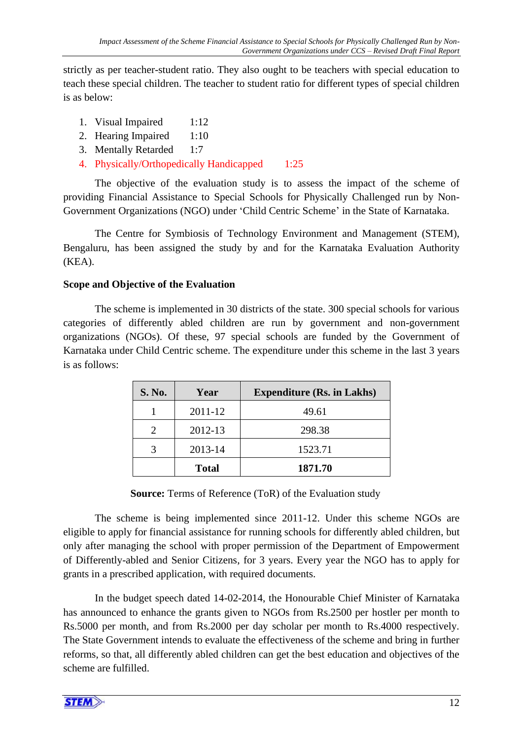strictly as per teacher-student ratio. They also ought to be teachers with special education to teach these special children. The teacher to student ratio for different types of special children is as below:

1. Visual Impaired 1:12
2. Hearing Impaired 1:10
3. Mentally Retarded 1:7
4. Physically/Orthopedically Handicapped 1:25

The objective of the evaluation study is to assess the impact of the scheme of providing Financial Assistance to Special Schools for Physically Challenged run by Non-Government Organizations (NGO) under 'Child Centric Scheme' in the State of Karnataka.

The Centre for Symbiosis of Technology Environment and Management (STEM), Bengaluru, has been assigned the study by and for the Karnataka Evaluation Authority (KEA).

**Scope and Objective of the Evaluation**

The scheme is implemented in 30 districts of the state. 300 special schools for various categories of differently abled children are run by government and non-government organizations (NGOs). Of these, 97 special schools are funded by the Government of Karnataka under Child Centric scheme. The expenditure under this scheme in the last 3 years is as follows:

| S. No. | Year | Expenditure (Rs. in Lakhs) |
|---|---|---|
| 1 | 2011-12 | 49.61 |
| 2 | 2012-13 | 298.38 |
| 3 | 2013-14 | 1523.71 |
| | **Total** | **1871.70** |

**Source:** Terms of Reference (ToR) of the Evaluation study

The scheme is being implemented since 2011-12. Under this scheme NGOs are eligible to apply for financial assistance for running schools for differently abled children, but only after managing the school with proper permission of the Department of Empowerment of Differently-abled and Senior Citizens, for 3 years. Every year the NGO has to apply for grants in a prescribed application, with required documents.

In the budget speech dated 14-02-2014, the Honourable Chief Minister of Karnataka has announced to enhance the grants given to NGOs from Rs.2500 per hostler per month to Rs.5000 per month, and from Rs.2000 per day scholar per month to Rs.4000 respectively. The State Government intends to evaluate the effectiveness of the scheme and bring in further reforms, so that, all differently abled children can get the best education and objectives of the scheme are fulfilled.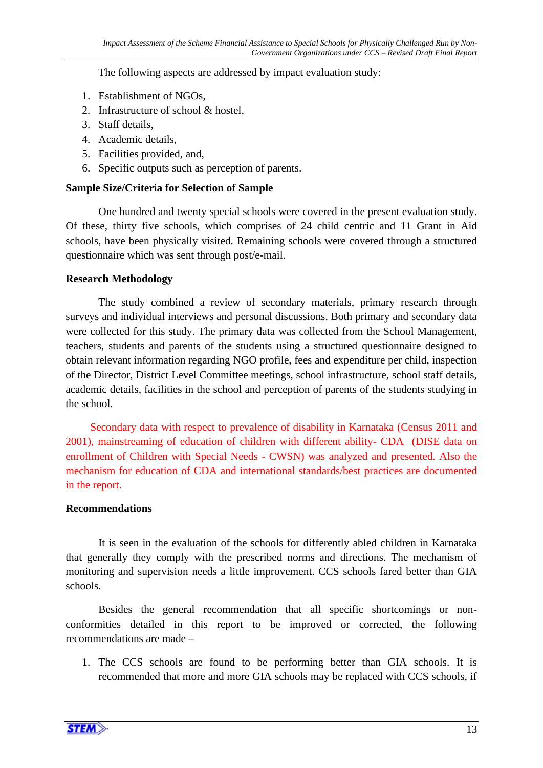The following aspects are addressed by impact evaluation study:

1. Establishment of NGOs,
2. Infrastructure of school & hostel,
3. Staff details,
4. Academic details,
5. Facilities provided, and,
6. Specific outputs such as perception of parents.

**Sample Size/Criteria for Selection of Sample**

One hundred and twenty special schools were covered in the present evaluation study. Of these, thirty five schools, which comprises of 24 child centric and 11 Grant in Aid schools, have been physically visited. Remaining schools were covered through a structured questionnaire which was sent through post/e-mail.

**Research Methodology**

The study combined a review of secondary materials, primary research through surveys and individual interviews and personal discussions. Both primary and secondary data were collected for this study. The primary data was collected from the School Management, teachers, students and parents of the students using a structured questionnaire designed to obtain relevant information regarding NGO profile, fees and expenditure per child, inspection of the Director, District Level Committee meetings, school infrastructure, school staff details, academic details, facilities in the school and perception of parents of the students studying in the school.

Secondary data with respect to prevalence of disability in Karnataka (Census 2011 and 2001), mainstreaming of education of children with different ability- CDA (DISE data on enrollment of Children with Special Needs - CWSN) was analyzed and presented. Also the mechanism for education of CDA and international standards/best practices are documented in the report.

**Recommendations**

It is seen in the evaluation of the schools for differently abled children in Karnataka that generally they comply with the prescribed norms and directions. The mechanism of monitoring and supervision needs a little improvement. CCS schools fared better than GIA schools.

Besides the general recommendation that all specific shortcomings or non-conformities detailed in this report to be improved or corrected, the following recommendations are made –

1. The CCS schools are found to be performing better than GIA schools. It is recommended that more and more GIA schools may be replaced with CCS schools, if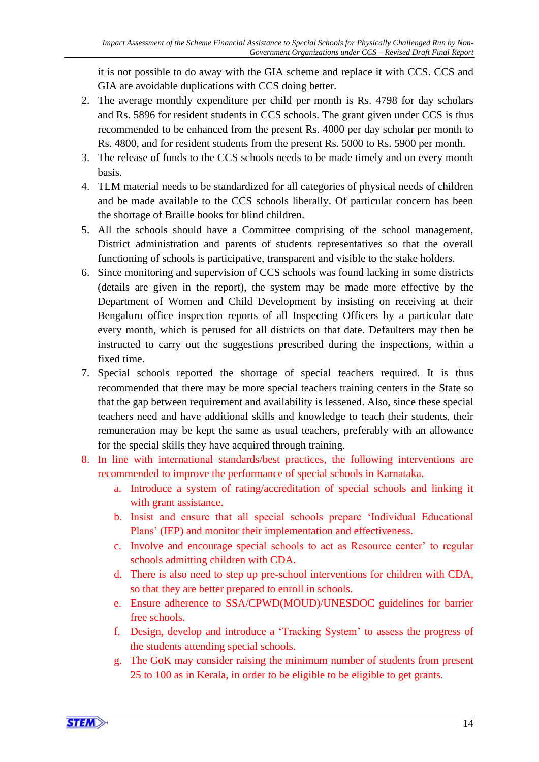it is not possible to do away with the GIA scheme and replace it with CCS. CCS and GIA are avoidable duplications with CCS doing better.

2. The average monthly expenditure per child per month is Rs. 4798 for day scholars and Rs. 5896 for resident students in CCS schools. The grant given under CCS is thus recommended to be enhanced from the present Rs. 4000 per day scholar per month to Rs. 4800, and for resident students from the present Rs. 5000 to Rs. 5900 per month.
3. The release of funds to the CCS schools needs to be made timely and on every month basis.
4. TLM material needs to be standardized for all categories of physical needs of children and be made available to the CCS schools liberally. Of particular concern has been the shortage of Braille books for blind children.
5. All the schools should have a Committee comprising of the school management, District administration and parents of students representatives so that the overall functioning of schools is participative, transparent and visible to the stake holders.
6. Since monitoring and supervision of CCS schools was found lacking in some districts (details are given in the report), the system may be made more effective by the Department of Women and Child Development by insisting on receiving at their Bengaluru office inspection reports of all Inspecting Officers by a particular date every month, which is perused for all districts on that date. Defaulters may then be instructed to carry out the suggestions prescribed during the inspections, within a fixed time.
7. Special schools reported the shortage of special teachers required. It is thus recommended that there may be more special teachers training centers in the State so that the gap between requirement and availability is lessened. Also, since these special teachers need and have additional skills and knowledge to teach their students, their remuneration may be kept the same as usual teachers, preferably with an allowance for the special skills they have acquired through training.
8. In line with international standards/best practices, the following interventions are recommended to improve the performance of special schools in Karnataka.
   a. Introduce a system of rating/accreditation of special schools and linking it with grant assistance.
   b. Insist and ensure that all special schools prepare 'Individual Educational Plans' (IEP) and monitor their implementation and effectiveness.
   c. Involve and encourage special schools to act as Resource center' to regular schools admitting children with CDA.
   d. There is also need to step up pre-school interventions for children with CDA, so that they are better prepared to enroll in schools.
   e. Ensure adherence to SSA/CPWD(MOUD)/UNESDOC guidelines for barrier free schools.
   f. Design, develop and introduce a 'Tracking System' to assess the progress of the students attending special schools.
   g. The GoK may consider raising the minimum number of students from present 25 to 100 as in Kerala, in order to be eligible to be eligible to get grants.